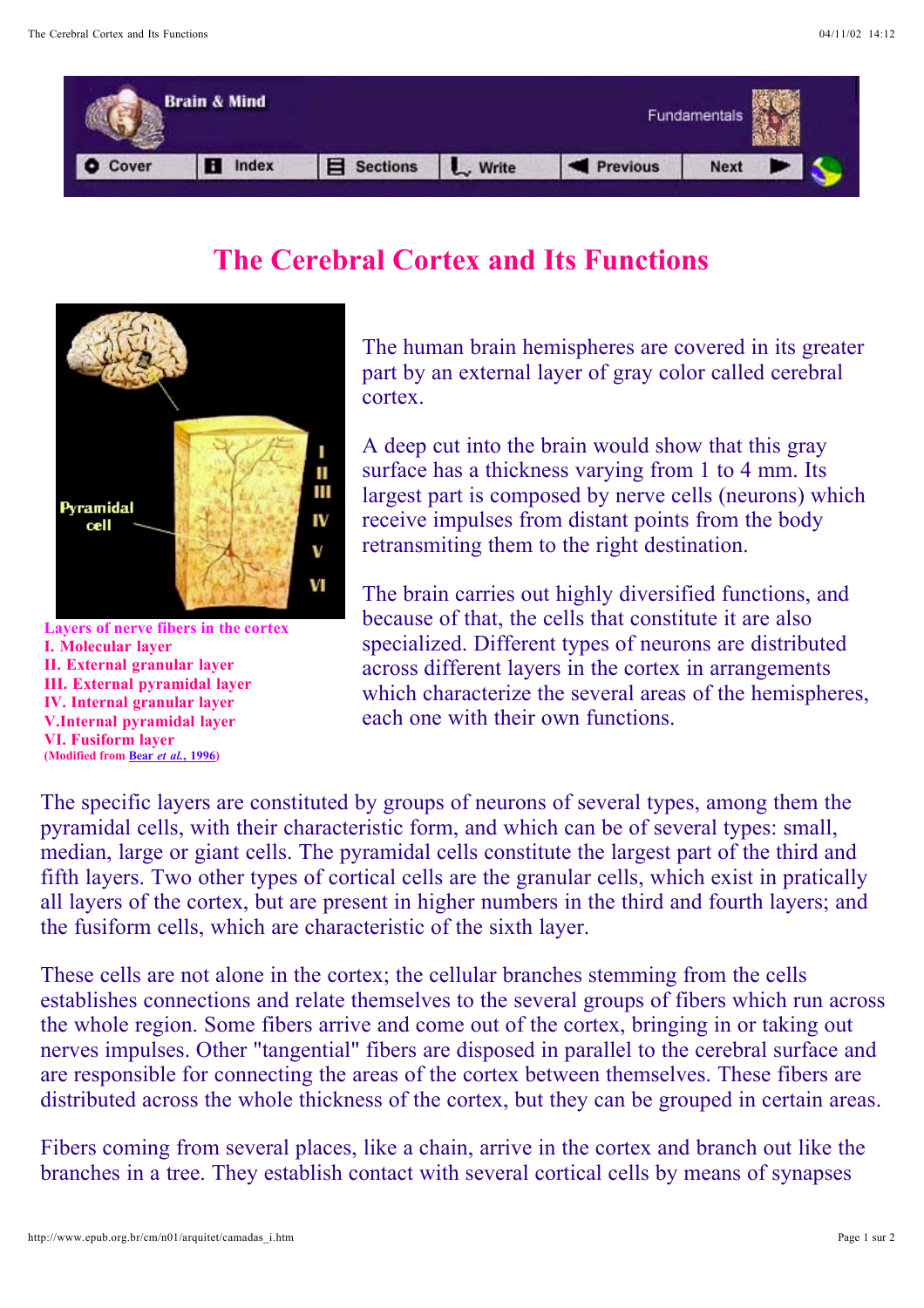# The Cerebral Cortex and Its Functions

Layers of nerve fibers in the cortex
I. Molecular layer
II. External granular layer
III. External pyramidal layer
IV. Internal granular layer
V.Internal pyramidal layer
VI. Fusiform layer
(Modified from Bear *et al.*, 1996)

The human brain hemispheres are covered in its greater part by an external layer of gray color called cerebral cortex.

A deep cut into the brain would show that this gray surface has a thickness varying from 1 to 4 mm. Its largest part is composed by nerve cells (neurons) which receive impulses from distant points from the body retransmiting them to the right destination.

The brain carries out highly diversified functions, and because of that, the cells that constitute it are also specialized. Different types of neurons are distributed across different layers in the cortex in arrangements which characterize the several areas of the hemispheres, each one with their own functions.

The specific layers are constituted by groups of neurons of several types, among them the pyramidal cells, with their characteristic form, and which can be of several types: small, median, large or giant cells. The pyramidal cells constitute the largest part of the third and fifth layers. Two other types of cortical cells are the granular cells, which exist in pratically all layers of the cortex, but are present in higher numbers in the third and fourth layers; and the fusiform cells, which are characteristic of the sixth layer.

These cells are not alone in the cortex; the cellular branches stemming from the cells establishes connections and relate themselves to the several groups of fibers which run across the whole region. Some fibers arrive and come out of the cortex, bringing in or taking out nerves impulses. Other "tangential" fibers are disposed in parallel to the cerebral surface and are responsible for connecting the areas of the cortex between themselves. These fibers are distributed across the whole thickness of the cortex, but they can be grouped in certain areas.

Fibers coming from several places, like a chain, arrive in the cortex and branch out like the branches in a tree. They establish contact with several cortical cells by means of synapses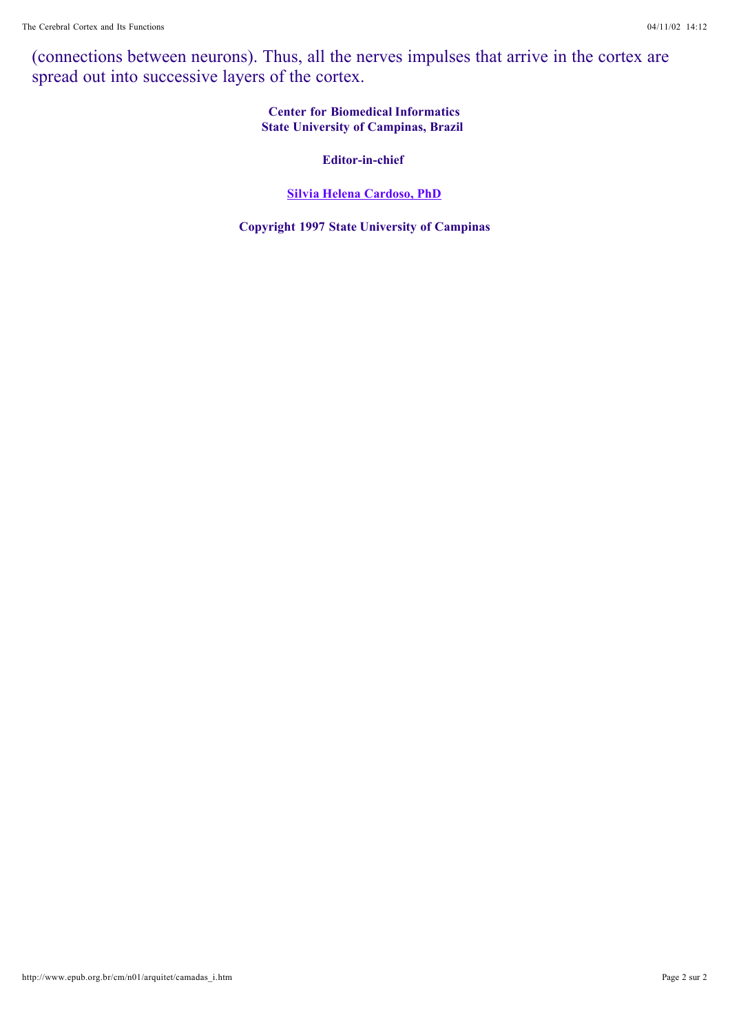(connections between neurons). Thus, all the nerves impulses that arrive in the cortex are spread out into successive layers of the cortex.

**Center for Biomedical Informatics**
**State University of Campinas, Brazil**

**Editor-in-chief**

**Silvia Helena Cardoso, PhD**

**Copyright 1997 State University of Campinas**